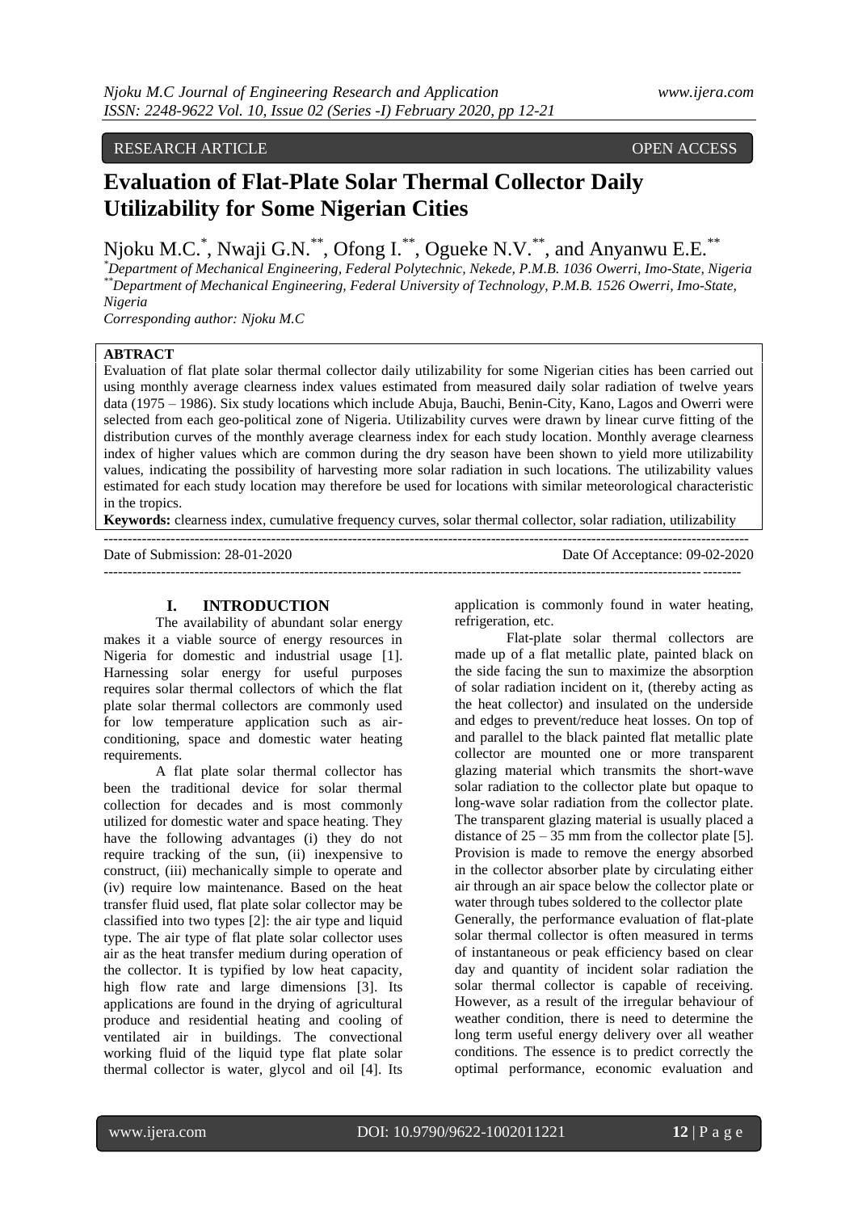RESEARCH ARTICLE OPEN ACCESS

# Evaluation of Flat-Plate Solar Thermal Collector Daily Utilizability for Some Nigerian Cities

Njoku M.C.[*], Nwaji G.N.[**], Ofong I.[**], Ogueke N.V.[**], and Anyanwu E.E.[**]

[*]*Department of Mechanical Engineering, Federal Polytechnic, Nekede, P.M.B. 1036 Owerri, Imo-State, Nigeria*
[**]*Department of Mechanical Engineering, Federal University of Technology, P.M.B. 1526 Owerri, Imo-State, Nigeria*

*Corresponding author: Njoku M.C*

**ABTRACT**

Evaluation of flat plate solar thermal collector daily utilizability for some Nigerian cities has been carried out using monthly average clearness index values estimated from measured daily solar radiation of twelve years data (1975 – 1986). Six study locations which include Abuja, Bauchi, Benin-City, Kano, Lagos and Owerri were selected from each geo-political zone of Nigeria. Utilizability curves were drawn by linear curve fitting of the distribution curves of the monthly average clearness index for each study location. Monthly average clearness index of higher values which are common during the dry season have been shown to yield more utilizability values, indicating the possibility of harvesting more solar radiation in such locations. The utilizability values estimated for each study location may therefore be used for locations with similar meteorological characteristic in the tropics.

**Keywords:** clearness index, cumulative frequency curves, solar thermal collector, solar radiation, utilizability

---

Date of Submission: 28-01-2020 Date Of Acceptance: 09-02-2020

---

## I. INTRODUCTION

The availability of abundant solar energy makes it a viable source of energy resources in Nigeria for domestic and industrial usage [1]. Harnessing solar energy for useful purposes requires solar thermal collectors of which the flat plate solar thermal collectors are commonly used for low temperature application such as air-conditioning, space and domestic water heating requirements.

A flat plate solar thermal collector has been the traditional device for solar thermal collection for decades and is most commonly utilized for domestic water and space heating. They have the following advantages (i) they do not require tracking of the sun, (ii) inexpensive to construct, (iii) mechanically simple to operate and (iv) require low maintenance. Based on the heat transfer fluid used, flat plate solar collector may be classified into two types [2]: the air type and liquid type. The air type of flat plate solar collector uses air as the heat transfer medium during operation of the collector. It is typified by low heat capacity, high flow rate and large dimensions [3]. Its applications are found in the drying of agricultural produce and residential heating and cooling of ventilated air in buildings. The convectional working fluid of the liquid type flat plate solar thermal collector is water, glycol and oil [4]. Its application is commonly found in water heating, refrigeration, etc.

Flat-plate solar thermal collectors are made up of a flat metallic plate, painted black on the side facing the sun to maximize the absorption of solar radiation incident on it, (thereby acting as the heat collector) and insulated on the underside and edges to prevent/reduce heat losses. On top of and parallel to the black painted flat metallic plate collector are mounted one or more transparent glazing material which transmits the short-wave solar radiation to the collector plate but opaque to long-wave solar radiation from the collector plate. The transparent glazing material is usually placed a distance of 25 – 35 mm from the collector plate [5]. Provision is made to remove the energy absorbed in the collector absorber plate by circulating either air through an air space below the collector plate or water through tubes soldered to the collector plate

Generally, the performance evaluation of flat-plate solar thermal collector is often measured in terms of instantaneous or peak efficiency based on clear day and quantity of incident solar radiation the solar thermal collector is capable of receiving. However, as a result of the irregular behaviour of weather condition, there is need to determine the long term useful energy delivery over all weather conditions. The essence is to predict correctly the optimal performance, economic evaluation and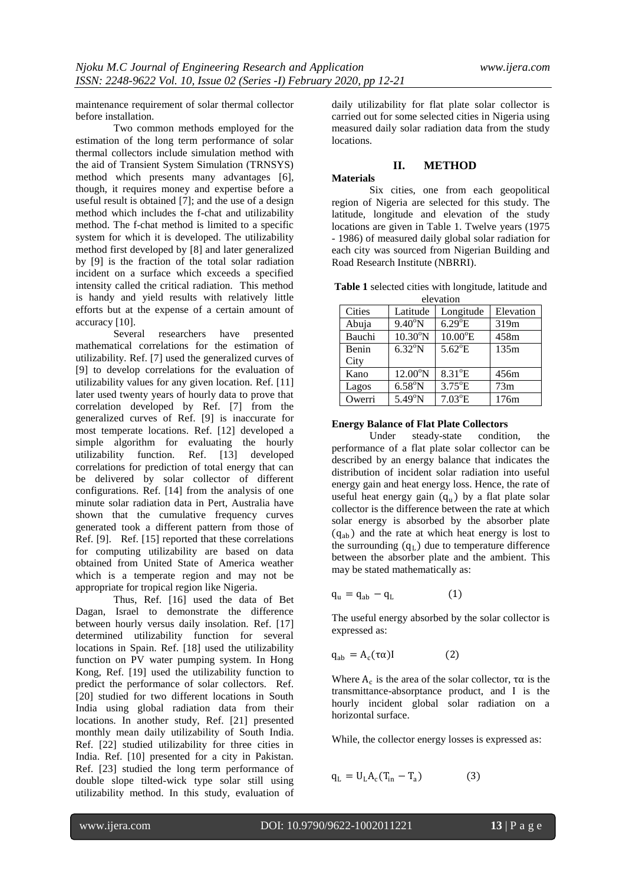maintenance requirement of solar thermal collector before installation.

Two common methods employed for the estimation of the long term performance of solar thermal collectors include simulation method with the aid of Transient System Simulation (TRNSYS) method which presents many advantages [6], though, it requires money and expertise before a useful result is obtained [7]; and the use of a design method which includes the f-chat and utilizability method. The f-chat method is limited to a specific system for which it is developed. The utilizability method first developed by [8] and later generalized by [9] is the fraction of the total solar radiation incident on a surface which exceeds a specified intensity called the critical radiation. This method is handy and yield results with relatively little efforts but at the expense of a certain amount of accuracy [10].

Several researchers have presented mathematical correlations for the estimation of utilizability. Ref. [7] used the generalized curves of [9] to develop correlations for the evaluation of utilizability values for any given location. Ref. [11] later used twenty years of hourly data to prove that correlation developed by Ref. [7] from the generalized curves of Ref. [9] is inaccurate for most temperate locations. Ref. [12] developed a simple algorithm for evaluating the hourly utilizability function. Ref. [13] developed correlations for prediction of total energy that can be delivered by solar collector of different configurations. Ref. [14] from the analysis of one minute solar radiation data in Pert, Australia have shown that the cumulative frequency curves generated took a different pattern from those of Ref. [9]. Ref. [15] reported that these correlations for computing utilizability are based on data obtained from United State of America weather which is a temperate region and may not be appropriate for tropical region like Nigeria.

Thus, Ref. [16] used the data of Bet Dagan, Israel to demonstrate the difference between hourly versus daily insolation. Ref. [17] determined utilizability function for several locations in Spain. Ref. [18] used the utilizability function on PV water pumping system. In Hong Kong, Ref. [19] used the utilizability function to predict the performance of solar collectors. Ref. [20] studied for two different locations in South India using global radiation data from their locations. In another study, Ref. [21] presented monthly mean daily utilizability of South India. Ref. [22] studied utilizability for three cities in India. Ref. [10] presented for a city in Pakistan. Ref. [23] studied the long term performance of double slope tilted-wick type solar still using utilizability method. In this study, evaluation of daily utilizability for flat plate solar collector is carried out for some selected cities in Nigeria using measured daily solar radiation data from the study locations.

## II. METHOD

### Materials

Six cities, one from each geopolitical region of Nigeria are selected for this study. The latitude, longitude and elevation of the study locations are given in Table 1. Twelve years (1975 - 1986) of measured daily global solar radiation for each city was sourced from Nigerian Building and Road Research Institute (NBRRI).

**Table 1** selected cities with longitude, latitude and elevation

| Cities | Latitude | Longitude | Elevation |
|---|---|---|---|
| Abuja | 9.40°N | 6.29°E | 319m |
| Bauchi | 10.30°N | 10.00°E | 458m |
| Benin City | 6.32°N | 5.62°E | 135m |
| Kano | 12.00°N | 8.31°E | 456m |
| Lagos | 6.58°N | 3.75°E | 73m |
| Owerri | 5.49°N | 7.03°E | 176m |

### Energy Balance of Flat Plate Collectors

Under steady-state condition, the performance of a flat plate solar collector can be described by an energy balance that indicates the distribution of incident solar radiation into useful energy gain and heat energy loss. Hence, the rate of useful heat energy gain ($q_u$) by a flat plate solar collector is the difference between the rate at which solar energy is absorbed by the absorber plate ($q_{ab}$) and the rate at which heat energy is lost to the surrounding ($q_L$) due to temperature difference between the absorber plate and the ambient. This may be stated mathematically as:

$$q_u = q_{ab} - q_L \qquad (1)$$

The useful energy absorbed by the solar collector is expressed as:

$$q_{ab} = A_c(\tau\alpha)I \qquad (2)$$

Where $A_c$ is the area of the solar collector, $\tau\alpha$ is the transmittance-absorptance product, and I is the hourly incident global solar radiation on a horizontal surface.

While, the collector energy losses is expressed as:

$$q_L = U_L A_c(T_{in} - T_a) \qquad (3)$$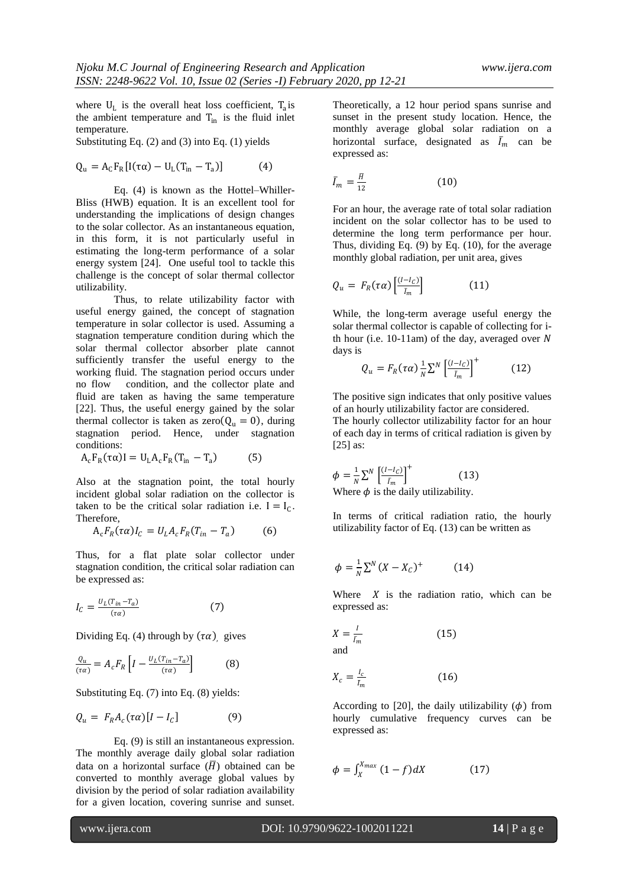where $U_L$ is the overall heat loss coefficient, $T_a$ is the ambient temperature and $T_{in}$ is the fluid inlet temperature.

Substituting Eq. (2) and (3) into Eq. (1) yields

$$Q_u = A_C F_R [I(\tau\alpha) - U_L(T_{in} - T_a)] \qquad (4)$$

Eq. (4) is known as the Hottel–Whiller-Bliss (HWB) equation. It is an excellent tool for understanding the implications of design changes to the solar collector. As an instantaneous equation, in this form, it is not particularly useful in estimating the long-term performance of a solar energy system [24]. One useful tool to tackle this challenge is the concept of solar thermal collector utilizability.

Thus, to relate utilizability factor with useful energy gained, the concept of stagnation temperature in solar collector is used. Assuming a stagnation temperature condition during which the solar thermal collector absorber plate cannot sufficiently transfer the useful energy to the working fluid. The stagnation period occurs under no flow condition, and the collector plate and fluid are taken as having the same temperature [22]. Thus, the useful energy gained by the solar thermal collector is taken as zero($Q_u = 0$), during stagnation period. Hence, under stagnation conditions:

$$A_c F_R(\tau\alpha) I = U_L A_c F_R (T_{in} - T_a) \qquad (5)$$

Also at the stagnation point, the total hourly incident global solar radiation on the collector is taken to be the critical solar radiation i.e. $I = I_C$. Therefore,

$$A_c F_R(\tau\alpha) I_C = U_L A_c F_R (T_{in} - T_a) \qquad (6)$$

Thus, for a flat plate solar collector under stagnation condition, the critical solar radiation can be expressed as:

$$I_C = \frac{U_L(T_{in} - T_a)}{(\tau\alpha)} \qquad (7)$$

Dividing Eq. (4) through by $(\tau\alpha)$, gives

$$\frac{Q_u}{(\tau\alpha)} = A_c F_R \left[I - \frac{U_L(T_{in} - T_a)}{(\tau\alpha)}\right] \qquad (8)$$

Substituting Eq. (7) into Eq. (8) yields:

$$Q_u = F_R A_c (\tau\alpha)[I - I_C] \qquad (9)$$

Eq. (9) is still an instantaneous expression. The monthly average daily global solar radiation data on a horizontal surface ($\bar{H}$) obtained can be converted to monthly average global values by division by the period of solar radiation availability for a given location, covering sunrise and sunset. Theoretically, a 12 hour period spans sunrise and sunset in the present study location. Hence, the monthly average global solar radiation on a horizontal surface, designated as $\bar{I}_m$ can be expressed as:

$$\bar{I}_m = \frac{\bar{H}}{12} \qquad (10)$$

For an hour, the average rate of total solar radiation incident on the solar collector has to be used to determine the long term performance per hour. Thus, dividing Eq. (9) by Eq. (10), for the average monthly global radiation, per unit area, gives

$$Q_u = F_R(\tau\alpha)\left[\frac{(I - I_C)}{\bar{I}_m}\right] \qquad (11)$$

While, the long-term average useful energy the solar thermal collector is capable of collecting for i-th hour (i.e. 10-11am) of the day, averaged over $N$ days is

$$Q_u = F_R(\tau\alpha)\frac{1}{N}\sum^{N}\left[\frac{(I - I_C)}{\bar{I}_m}\right]^{+} \qquad (12)$$

The positive sign indicates that only positive values of an hourly utilizability factor are considered.

The hourly collector utilizability factor for an hour of each day in terms of critical radiation is given by [25] as:

$$\phi = \frac{1}{N}\sum^{N}\left[\frac{(I - I_C)}{\bar{I}_m}\right]^{+} \qquad (13)$$

Where $\phi$ is the daily utilizability.

In terms of critical radiation ratio, the hourly utilizability factor of Eq. (13) can be written as

$$\phi = \frac{1}{N}\sum^{N}(X - X_C)^{+} \qquad (14)$$

Where $X$ is the radiation ratio, which can be expressed as:

$$X = \frac{I}{\bar{I}_m} \qquad (15)$$

and

$$X_c = \frac{I_c}{\bar{I}_m} \qquad (16)$$

According to [20], the daily utilizability ($\phi$) from hourly cumulative frequency curves can be expressed as:

$$\phi = \int_{X}^{X_{max}}(1 - f)dX \qquad (17)$$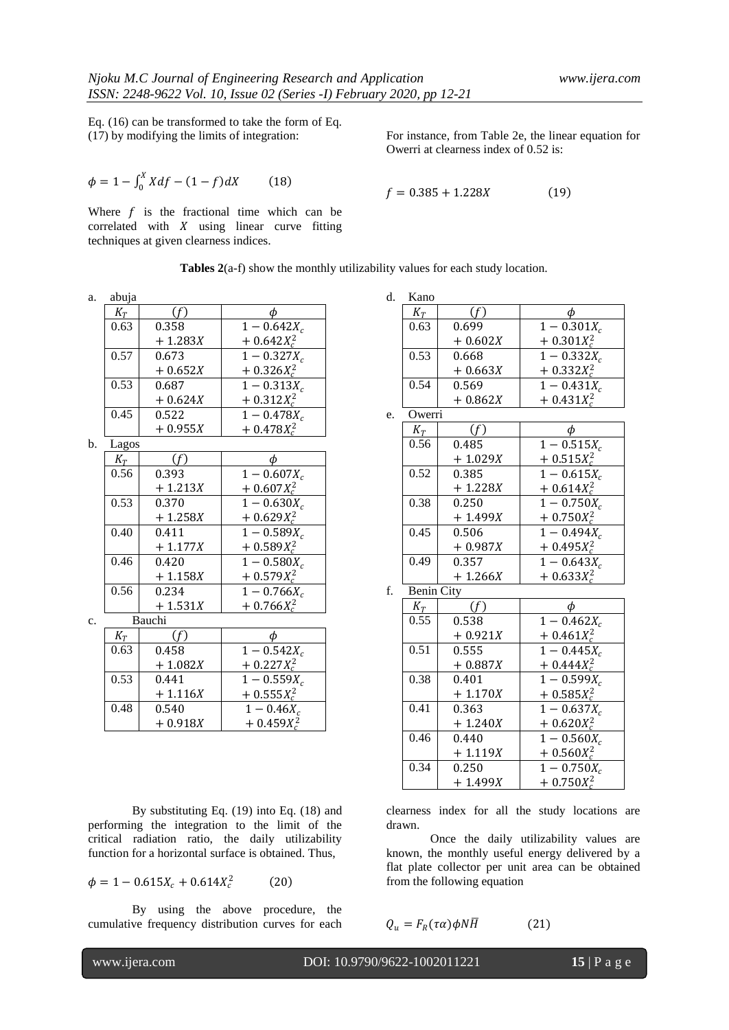Eq. (16) can be transformed to take the form of Eq. (17) by modifying the limits of integration:

$$\phi = 1 - \int_0^X Xdf - (1-f)dX \qquad (18)$$

Where $f$ is the fractional time which can be correlated with $X$ using linear curve fitting techniques at given clearness indices.

For instance, from Table 2e, the linear equation for Owerri at clearness index of 0.52 is:

$$f = 0.385 + 1.228X \qquad (19)$$

**Tables 2**(a-f) show the monthly utilizability values for each study location.

a. abuja

| $K_T$ | $(f)$ | $\phi$ |
|---|---|---|
| 0.63 | $0.358 + 1.283X$ | $1 - 0.642X_c + 0.642X_c^2$ |
| 0.57 | $0.673 + 0.652X$ | $1 - 0.327X_c + 0.326X_c^2$ |
| 0.53 | $0.687 + 0.624X$ | $1 - 0.313X_c + 0.312X_c^2$ |
| 0.45 | $0.522 + 0.955X$ | $1 - 0.478X_c + 0.478X_c^2$ |

b. Lagos

| $K_T$ | $(f)$ | $\phi$ |
|---|---|---|
| 0.56 | $0.393 + 1.213X$ | $1 - 0.607X_c + 0.607X_c^2$ |
| 0.53 | $0.370 + 1.258X$ | $1 - 0.630X_c + 0.629X_c^2$ |
| 0.40 | $0.411 + 1.177X$ | $1 - 0.589X_c + 0.589X_c^2$ |
| 0.46 | $0.420 + 1.158X$ | $1 - 0.580X_c + 0.579X_c^2$ |
| 0.56 | $0.234 + 1.531X$ | $1 - 0.766X_c + 0.766X_c^2$ |

c. Bauchi

| $K_T$ | $(f)$ | $\phi$ |
|---|---|---|
| 0.63 | $0.458 + 1.082X$ | $1 - 0.542X_c + 0.227X_c^2$ |
| 0.53 | $0.441 + 1.116X$ | $1 - 0.559X_c + 0.555X_c^2$ |
| 0.48 | $0.540 + 0.918X$ | $1 - 0.46X_c + 0.459X_c^2$ |

d. Kano

| $K_T$ | $(f)$ | $\phi$ |
|---|---|---|
| 0.63 | $0.699 + 0.602X$ | $1 - 0.301X_c + 0.301X_c^2$ |
| 0.53 | $0.668 + 0.663X$ | $1 - 0.332X_c + 0.332X_c^2$ |
| 0.54 | $0.569 + 0.862X$ | $1 - 0.431X_c + 0.431X_c^2$ |

e. Owerri

| $K_T$ | $(f)$ | $\phi$ |
|---|---|---|
| 0.56 | $0.485 + 1.029X$ | $1 - 0.515X_c + 0.515X_c^2$ |
| 0.52 | $0.385 + 1.228X$ | $1 - 0.615X_c + 0.614X_c^2$ |
| 0.38 | $0.250 + 1.499X$ | $1 - 0.750X_c + 0.750X_c^2$ |
| 0.45 | $0.506 + 0.987X$ | $1 - 0.494X_c + 0.495X_c^2$ |
| 0.49 | $0.357 + 1.266X$ | $1 - 0.643X_c + 0.633X_c^2$ |

f. Benin City

| $K_T$ | $(f)$ | $\phi$ |
|---|---|---|
| 0.55 | $0.538 + 0.921X$ | $1 - 0.462X_c + 0.461X_c^2$ |
| 0.51 | $0.555 + 0.887X$ | $1 - 0.445X_c + 0.444X_c^2$ |
| 0.38 | $0.401 + 1.170X$ | $1 - 0.599X_c + 0.585X_c^2$ |
| 0.41 | $0.363 + 1.240X$ | $1 - 0.637X_c + 0.620X_c^2$ |
| 0.46 | $0.440 + 1.119X$ | $1 - 0.560X_c + 0.560X_c^2$ |
| 0.34 | $0.250 + 1.499X$ | $1 - 0.750X_c + 0.750X_c^2$ |

By substituting Eq. (19) into Eq. (18) and performing the integration to the limit of the critical radiation ratio, the daily utilizability function for a horizontal surface is obtained. Thus,

$$\phi = 1 - 0.615X_c + 0.614X_c^2 \qquad (20)$$

By using the above procedure, the cumulative frequency distribution curves for each clearness index for all the study locations are drawn.

Once the daily utilizability values are known, the monthly useful energy delivered by a flat plate collector per unit area can be obtained from the following equation

$$Q_u = F_R(\tau\alpha)\phi N\overline{H} \qquad (21)$$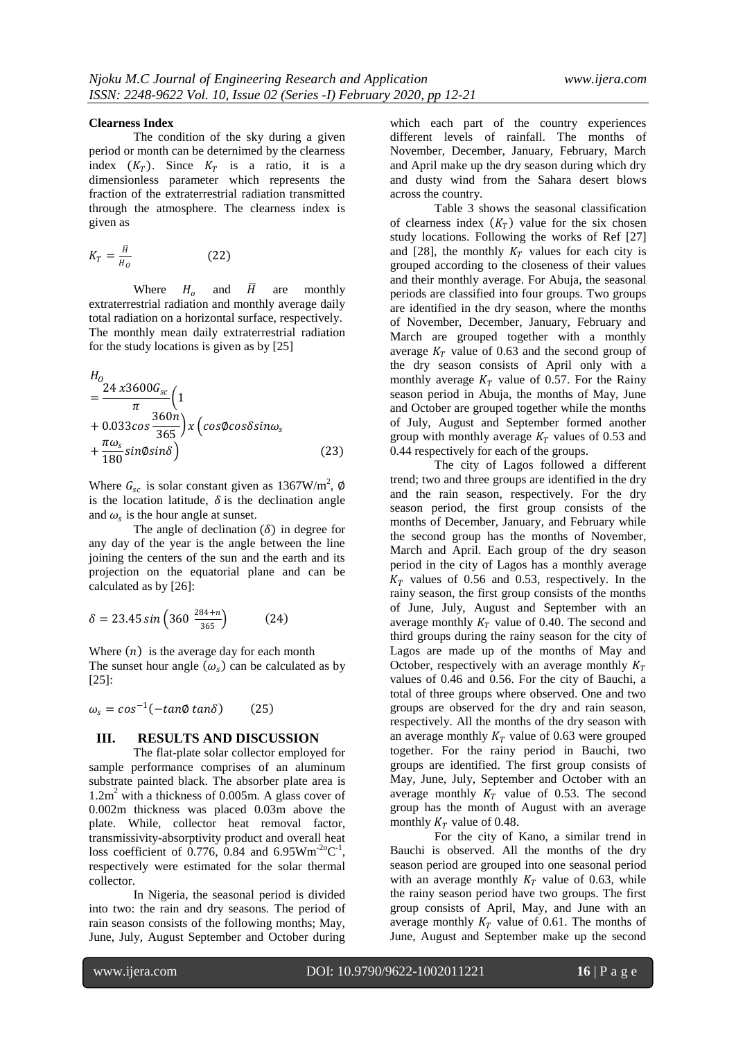**Clearness Index**

The condition of the sky during a given period or month can be deternimed by the clearness index $(K_T)$. Since $K_T$ is a ratio, it is a dimensionless parameter which represents the fraction of the extraterrestrial radiation transmitted through the atmosphere. The clearness index is given as

$$K_T = \frac{\bar{H}}{H_O} \qquad (22)$$

Where $H_o$ and $\bar{H}$ are monthly extraterrestrial radiation and monthly average daily total radiation on a horizontal surface, respectively. The monthly mean daily extraterrestrial radiation for the study locations is given as by [25]

$$H_O = \frac{24\ x3600 G_{sc}}{\pi}\left(1 + 0.033 cos\frac{360n}{365}\right) x \left(cos\emptyset cos\delta sin\omega_s + \frac{\pi\omega_s}{180} sin\emptyset sin\delta\right) \qquad (23)$$

Where $G_{sc}$ is solar constant given as 1367W/m$^2$, $\emptyset$ is the location latitude, $\delta$ is the declination angle and $\omega_s$ is the hour angle at sunset.

The angle of declination $(\delta)$ in degree for any day of the year is the angle between the line joining the centers of the sun and the earth and its projection on the equatorial plane and can be calculated as by [26]:

$$\delta = 23.45\, sin\left(360\ \frac{284+n}{365}\right) \qquad (24)$$

Where $(n)$ is the average day for each month

The sunset hour angle $(\omega_s)$ can be calculated as by [25]:

$$\omega_s = cos^{-1}(-tan\emptyset\ tan\delta) \qquad (25)$$

## III. RESULTS AND DISCUSSION

The flat-plate solar collector employed for sample performance comprises of an aluminum substrate painted black. The absorber plate area is 1.2m$^2$ with a thickness of 0.005m. A glass cover of 0.002m thickness was placed 0.03m above the plate. While, collector heat removal factor, transmissivity-absorptivity product and overall heat loss coefficient of 0.776, 0.84 and 6.95Wm$^{-2o}$C$^{-1}$, respectively were estimated for the solar thermal collector.

In Nigeria, the seasonal period is divided into two: the rain and dry seasons. The period of rain season consists of the following months; May, June, July, August September and October during which each part of the country experiences different levels of rainfall. The months of November, December, January, February, March and April make up the dry season during which dry and dusty wind from the Sahara desert blows across the country.

Table 3 shows the seasonal classification of clearness index $(K_T)$ value for the six chosen study locations. Following the works of Ref [27] and [28], the monthly $K_T$ values for each city is grouped according to the closeness of their values and their monthly average. For Abuja, the seasonal periods are classified into four groups. Two groups are identified in the dry season, where the months of November, December, January, February and March are grouped together with a monthly average $K_T$ value of 0.63 and the second group of the dry season consists of April only with a monthly average $K_T$ value of 0.57. For the Rainy season period in Abuja, the months of May, June and October are grouped together while the months of July, August and September formed another group with monthly average $K_T$ values of 0.53 and 0.44 respectively for each of the groups.

The city of Lagos followed a different trend; two and three groups are identified in the dry and the rain season, respectively. For the dry season period, the first group consists of the months of December, January, and February while the second group has the months of November, March and April. Each group of the dry season period in the city of Lagos has a monthly average $K_T$ values of 0.56 and 0.53, respectively. In the rainy season, the first group consists of the months of June, July, August and September with an average monthly $K_T$ value of 0.40. The second and third groups during the rainy season for the city of Lagos are made up of the months of May and October, respectively with an average monthly $K_T$ values of 0.46 and 0.56. For the city of Bauchi, a total of three groups where observed. One and two groups are observed for the dry and rain season, respectively. All the months of the dry season with an average monthly $K_T$ value of 0.63 were grouped together. For the rainy period in Bauchi, two groups are identified. The first group consists of May, June, July, September and October with an average monthly $K_T$ value of 0.53. The second group has the month of August with an average monthly $K_T$ value of 0.48.

For the city of Kano, a similar trend in Bauchi is observed. All the months of the dry season period are grouped into one seasonal period with an average monthly $K_T$ value of 0.63, while the rainy season period have two groups. The first group consists of April, May, and June with an average monthly $K_T$ value of 0.61. The months of June, August and September make up the second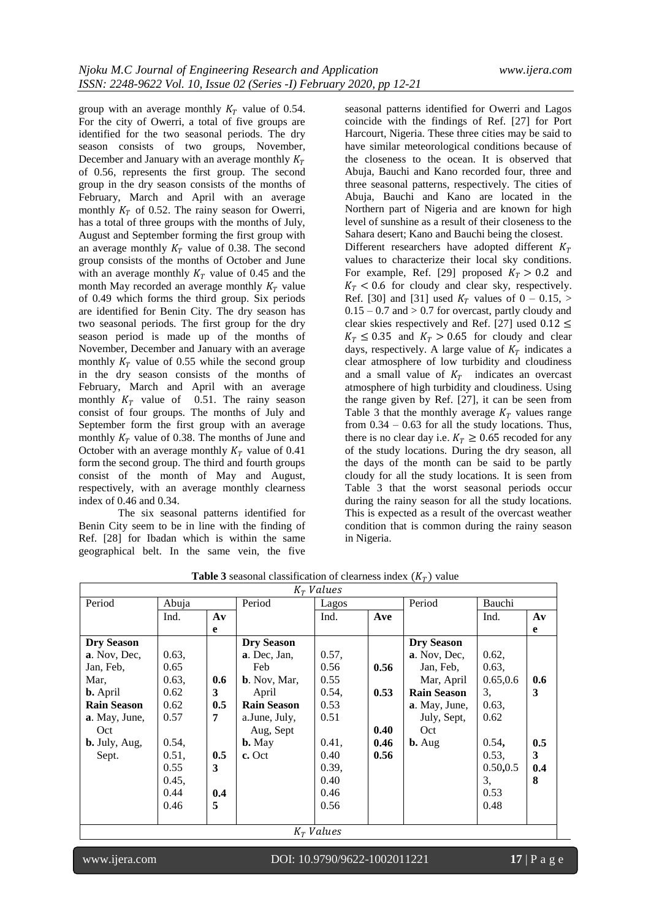group with an average monthly $K_T$ value of 0.54. For the city of Owerri, a total of five groups are identified for the two seasonal periods. The dry season consists of two groups, November, December and January with an average monthly $K_T$ of 0.56, represents the first group. The second group in the dry season consists of the months of February, March and April with an average monthly $K_T$ of 0.52. The rainy season for Owerri, has a total of three groups with the months of July, August and September forming the first group with an average monthly $K_T$ value of 0.38. The second group consists of the months of October and June with an average monthly $K_T$ value of 0.45 and the month May recorded an average monthly $K_T$ value of 0.49 which forms the third group. Six periods are identified for Benin City. The dry season has two seasonal periods. The first group for the dry season period is made up of the months of November, December and January with an average monthly $K_T$ value of 0.55 while the second group in the dry season consists of the months of February, March and April with an average monthly $K_T$ value of 0.51. The rainy season consist of four groups. The months of July and September form the first group with an average monthly $K_T$ value of 0.38. The months of June and October with an average monthly $K_T$ value of 0.41 form the second group. The third and fourth groups consist of the month of May and August, respectively, with an average monthly clearness index of 0.46 and 0.34.

The six seasonal patterns identified for Benin City seem to be in line with the finding of Ref. [28] for Ibadan which is within the same geographical belt. In the same vein, the five seasonal patterns identified for Owerri and Lagos coincide with the findings of Ref. [27] for Port Harcourt, Nigeria. These three cities may be said to have similar meteorological conditions because of the closeness to the ocean. It is observed that Abuja, Bauchi and Kano recorded four, three and three seasonal patterns, respectively. The cities of Abuja, Bauchi and Kano are located in the Northern part of Nigeria and are known for high level of sunshine as a result of their closeness to the Sahara desert; Kano and Bauchi being the closest.

Different researchers have adopted different $K_T$ values to characterize their local sky conditions. For example, Ref. [29] proposed $K_T > 0.2$ and $K_T < 0.6$ for cloudy and clear sky, respectively. Ref. [30] and [31] used $K_T$ values of 0 – 0.15, > 0.15 – 0.7 and > 0.7 for overcast, partly cloudy and clear skies respectively and Ref. [27] used $0.12 \leq K_T \leq 0.35$ and $K_T > 0.65$ for cloudy and clear days, respectively. A large value of $K_T$ indicates a clear atmosphere of low turbidity and cloudiness and a small value of $K_T$ indicates an overcast atmosphere of high turbidity and cloudiness. Using the range given by Ref. [27], it can be seen from Table 3 that the monthly average $K_T$ values range from 0.34 – 0.63 for all the study locations. Thus, there is no clear day i.e. $K_T \geq 0.65$ recoded for any of the study locations. During the dry season, all the days of the month can be said to be partly cloudy for all the study locations. It is seen from Table 3 that the worst seasonal periods occur during the rainy season for all the study locations. This is expected as a result of the overcast weather condition that is common during the rainy season in Nigeria.

**Table 3** seasonal classification of clearness index ($K_T$) value

| Period | Abuja Ind. | Abuja Ave | Period | Lagos Ind. | Lagos Ave | Period | Bauchi Ind. | Bauchi Ave |
|---|---|---|---|---|---|---|---|---|
| **Dry Season** | | | **Dry Season** | | | **Dry Season** | | |
| **a**. Nov, Dec, Jan, Feb, Mar, | 0.63, 0.65 0.63, 0.62 0.62 | 0.63 | **a**. Dec, Jan, Feb | 0.57, 0.56 0.55 | 0.56 | **a**. Nov, Dec, Jan, Feb, Mar, April | 0.62, 0.63, 0.65,0.63, 0.63, 0.62 | 0.63 |
| **b.** April | 0.57 | 0.57 | **b**. Nov, Mar, April | 0.54, 0.53 0.51 | 0.53 | | | |
| **Rain Season** | | | **Rain Season** | | | **Rain Season** | | |
| **a**. May, June, Oct | 0.54, 0.51, 0.55 | 0.53 | a.June, July, Aug, Sept | 0.41, 0.40 0.39, 0.40 | 0.40 | **a**. May, June, July, Sept, Oct | 0.54, 0.53, 0.50,0.53, 0.53 | 0.53 |
| **b.** July, Aug, Sept. | 0.45, 0.44 0.46 | 0.45 | **b.** May | 0.46 | 0.46 | **b.** Aug | 0.48 | 0.48 |
| | | | **c.** Oct | 0.56 | 0.56 | | | |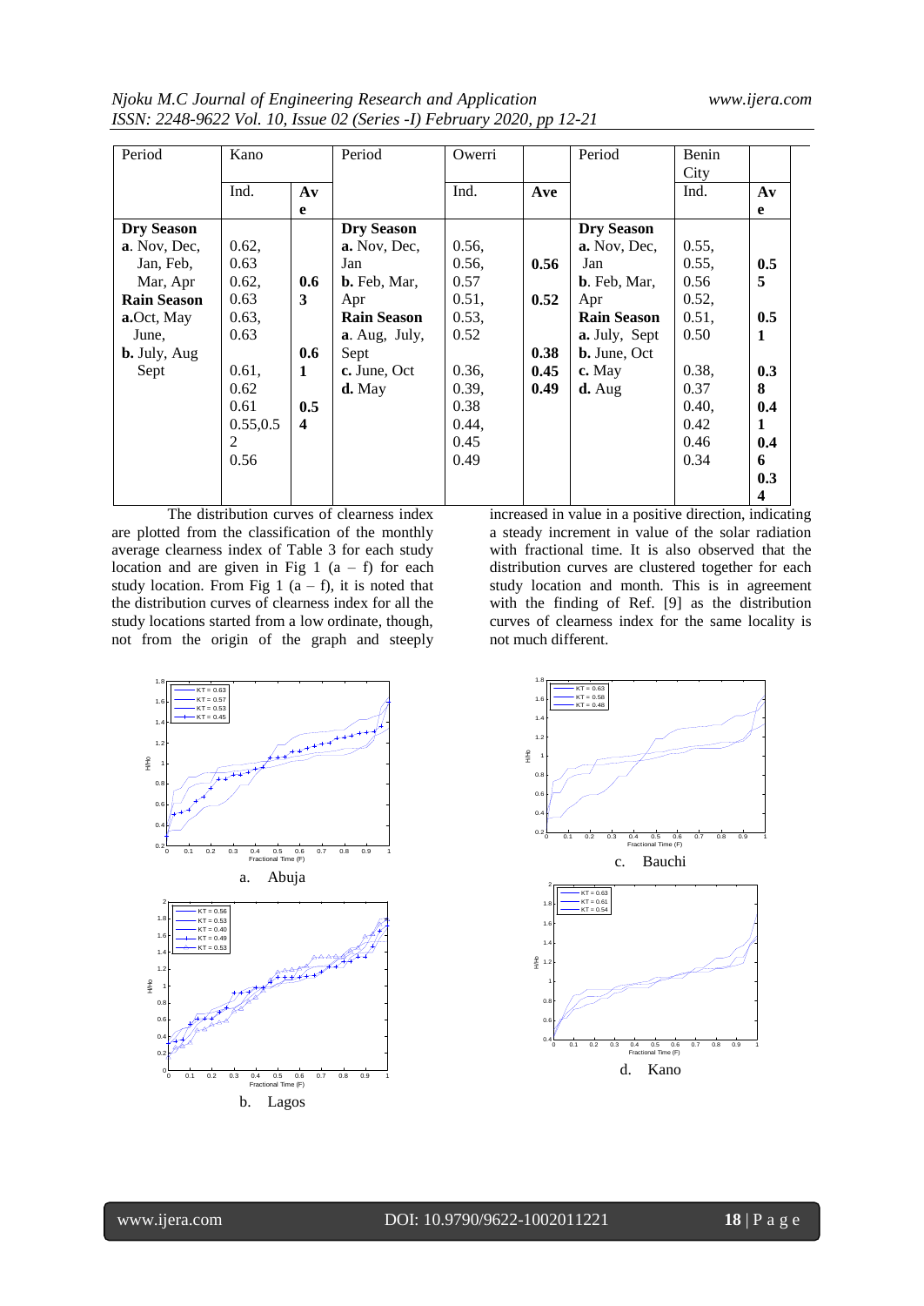| Period | Kano | | Period | Owerri | | Period | Benin City | |
|---|---|---|---|---|---|---|---|---|
| | Ind. | Ave | | Ind. | Ave | | Ind. | Ave |
| **Dry Season** | | | **Dry Season** | | | **Dry Season** | | |
| **a**. Nov, Dec, | 0.62, | | **a.** Nov, Dec, | 0.56, | | **a.** Nov, Dec, | 0.55, | |
| Jan, Feb, | 0.63 | | Jan | 0.56, | **0.56** | Jan | 0.55, | **0.55** |
| Mar, Apr | 0.62, | **0.63** | **b.** Feb, Mar, | 0.57 | | **b**. Feb, Mar, | 0.56 | |
| **Rain Season** | 0.63 | | Apr | 0.51, | **0.52** | Apr | 0.52, | |
| **a.**Oct, May | 0.63, | | **Rain Season** | 0.53, | | **Rain Season** | 0.51, | **0.51** |
| June, | 0.63 | | **a**. Aug, July, | 0.52 | | **a.** July, Sept | 0.50 | |
| **b.** July, Aug | | **0.61** | Sept | | **0.38** | **b.** June, Oct | | |
| Sept | 0.61, | | **c.** June, Oct | 0.36, | **0.45** | **c.** May | 0.38, | **0.38** |
| | 0.62 | | **d.** May | 0.39, | **0.49** | **d.** Aug | 0.37 | |
| | 0.61 | **0.54** | | 0.38 | | | 0.40, | **0.41** |
| | 0.55,0.52 | | | 0.44, | | | 0.42 | |
| | 0.56 | | | 0.45 | | | 0.46 | **0.46** |
| | | | | 0.49 | | | 0.34 | **0.34** |

The distribution curves of clearness index are plotted from the classification of the monthly average clearness index of Table 3 for each study location and are given in Fig 1 (a – f) for each study location. From Fig 1 (a – f), it is noted that the distribution curves of clearness index for all the study locations started from a low ordinate, though, not from the origin of the graph and steeply increased in value in a positive direction, indicating a steady increment in value of the solar radiation with fractional time. It is also observed that the distribution curves are clustered together for each study location and month. This is in agreement with the finding of Ref. [9] as the distribution curves of clearness index for the same locality is not much different.

a. Abuja

b. Lagos

c. Bauchi

d. Kano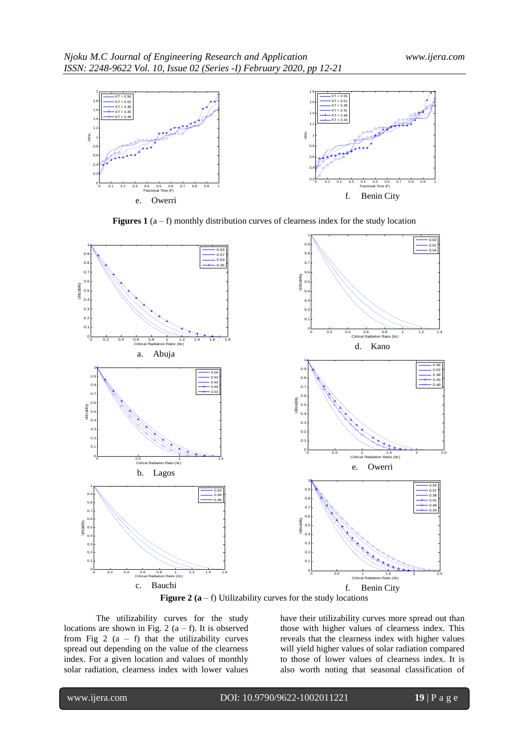e. Owerri

f. Benin City

**Figures 1** (a – f) monthly distribution curves of clearness index for the study location

a. Abuja

d. Kano

b. Lagos

e. Owerri

c. Bauchi

f. Benin City

**Figure 2 (a** – f) Utilizability curves for the study locations

The utilizability curves for the study locations are shown in Fig. 2 (a – f). It is observed from Fig 2 (a – f) that the utilizability curves spread out depending on the value of the clearness index. For a given location and values of monthly solar radiation, clearness index with lower values have their utilizability curves more spread out than those with higher values of clearness index. This reveals that the clearness index with higher values will yield higher values of solar radiation compared to those of lower values of clearness index. It is also worth noting that seasonal classification of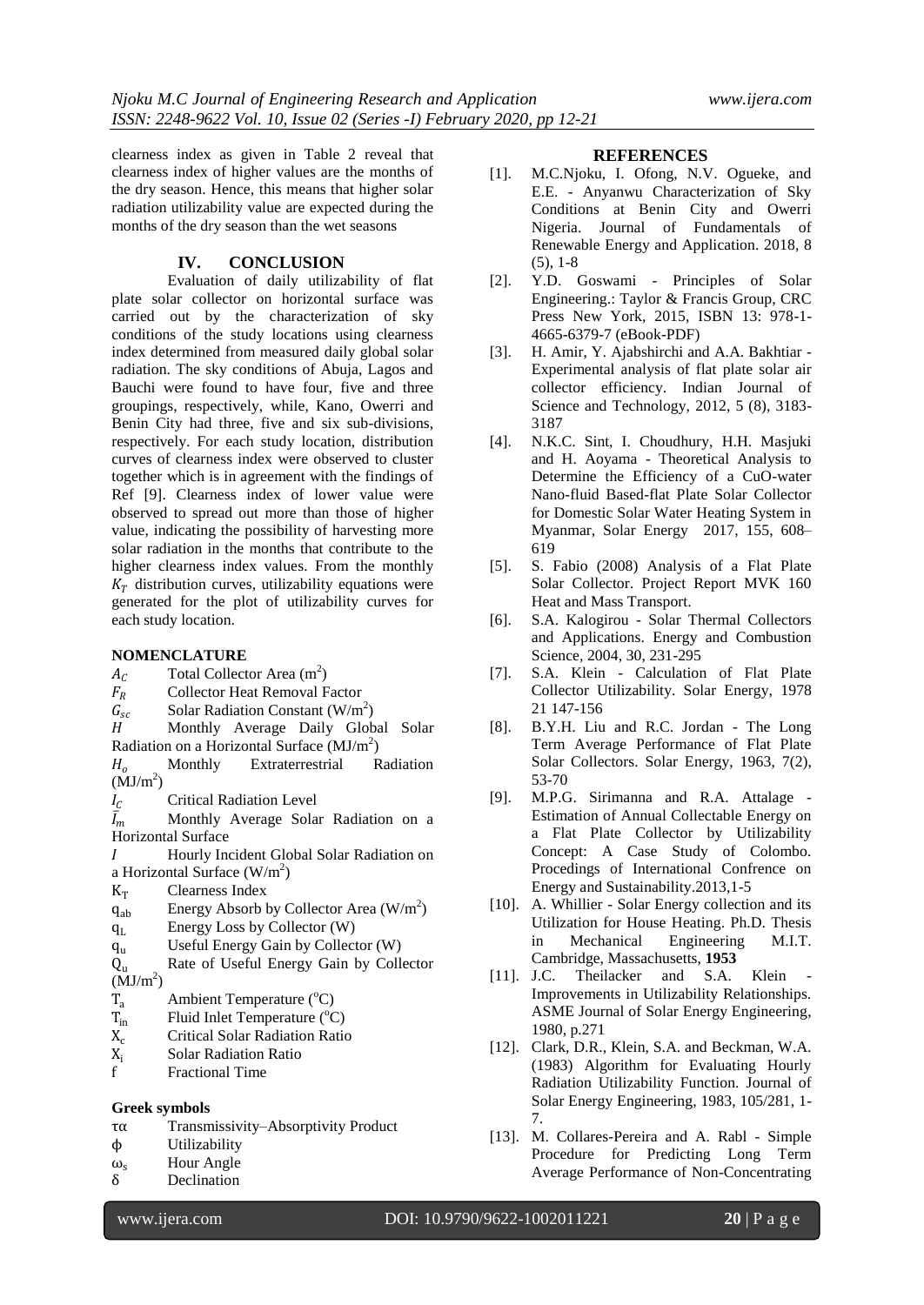clearness index as given in Table 2 reveal that clearness index of higher values are the months of the dry season. Hence, this means that higher solar radiation utilizability value are expected during the months of the dry season than the wet seasons

## IV. CONCLUSION

Evaluation of daily utilizability of flat plate solar collector on horizontal surface was carried out by the characterization of sky conditions of the study locations using clearness index determined from measured daily global solar radiation. The sky conditions of Abuja, Lagos and Bauchi were found to have four, five and three groupings, respectively, while, Kano, Owerri and Benin City had three, five and six sub-divisions, respectively. For each study location, distribution curves of clearness index were observed to cluster together which is in agreement with the findings of Ref [9]. Clearness index of lower value were observed to spread out more than those of higher value, indicating the possibility of harvesting more solar radiation in the months that contribute to the higher clearness index values. From the monthly $K_T$ distribution curves, utilizability equations were generated for the plot of utilizability curves for each study location.

### NOMENCLATURE

- $A_C$ Total Collector Area ($m^2$)
- $F_R$ Collector Heat Removal Factor
- $G_{sc}$ Solar Radiation Constant ($W/m^2$)
- $H$ Monthly Average Daily Global Solar Radiation on a Horizontal Surface ($MJ/m^2$)
- $H_o$ Monthly Extraterrestrial Radiation ($MJ/m^2$)
- $I_C$ Critical Radiation Level
- $\bar{I}_m$ Monthly Average Solar Radiation on a Horizontal Surface
- $I$ Hourly Incident Global Solar Radiation on a Horizontal Surface ($W/m^2$)
- $K_T$ Clearness Index
- $q_{ab}$ Energy Absorb by Collector Area ($W/m^2$)
- $q_L$ Energy Loss by Collector (W)
- $q_u$ Useful Energy Gain by Collector (W)
- $Q_u$ Rate of Useful Energy Gain by Collector ($MJ/m^2$)
- $T_a$ Ambient Temperature ($^oC$)
- $T_{in}$ Fluid Inlet Temperature ($^oC$)
- $X_c$ Critical Solar Radiation Ratio
- $X_i$ Solar Radiation Ratio
- f Fractional Time

### Greek symbols

- $\tau\alpha$ Transmissivity–Absorptivity Product
- $\phi$ Utilizability
- $\omega_s$ Hour Angle
- $\delta$ Declination

## REFERENCES

[1]. M.C.Njoku, I. Ofong, N.V. Ogueke, and E.E. - Anyanwu Characterization of Sky Conditions at Benin City and Owerri Nigeria. Journal of Fundamentals of Renewable Energy and Application. 2018, 8 (5), 1-8

[2]. Y.D. Goswami - Principles of Solar Engineering.: Taylor & Francis Group, CRC Press New York, 2015, ISBN 13: 978-1-4665-6379-7 (eBook-PDF)

[3]. H. Amir, Y. Ajabshirchi and A.A. Bakhtiar - Experimental analysis of flat plate solar air collector efficiency. Indian Journal of Science and Technology, 2012, 5 (8), 3183-3187

[4]. N.K.C. Sint, I. Choudhury, H.H. Masjuki and H. Aoyama - Theoretical Analysis to Determine the Efficiency of a CuO-water Nano-fluid Based-flat Plate Solar Collector for Domestic Solar Water Heating System in Myanmar, Solar Energy 2017, 155, 608–619

[5]. S. Fabio (2008) Analysis of a Flat Plate Solar Collector. Project Report MVK 160 Heat and Mass Transport.

[6]. S.A. Kalogirou - Solar Thermal Collectors and Applications. Energy and Combustion Science, 2004, 30, 231-295

[7]. S.A. Klein - Calculation of Flat Plate Collector Utilizability. Solar Energy, 1978 21 147-156

[8]. B.Y.H. Liu and R.C. Jordan - The Long Term Average Performance of Flat Plate Solar Collectors. Solar Energy, 1963, 7(2), 53-70

[9]. M.P.G. Sirimanna and R.A. Attalage - Estimation of Annual Collectable Energy on a Flat Plate Collector by Utilizability Concept: A Case Study of Colombo. Procedings of International Confrence on Energy and Sustainability.2013,1-5

[10]. A. Whillier - Solar Energy collection and its Utilization for House Heating. Ph.D. Thesis in Mechanical Engineering M.I.T. Cambridge, Massachusetts, **1953**

[11]. J.C. Theilacker and S.A. Klein - Improvements in Utilizability Relationships. ASME Journal of Solar Energy Engineering, 1980, p.271

[12]. Clark, D.R., Klein, S.A. and Beckman, W.A. (1983) Algorithm for Evaluating Hourly Radiation Utilizability Function. Journal of Solar Energy Engineering, 1983, 105/281, 1-7.

[13]. M. Collares-Pereira and A. Rabl - Simple Procedure for Predicting Long Term Average Performance of Non-Concentrating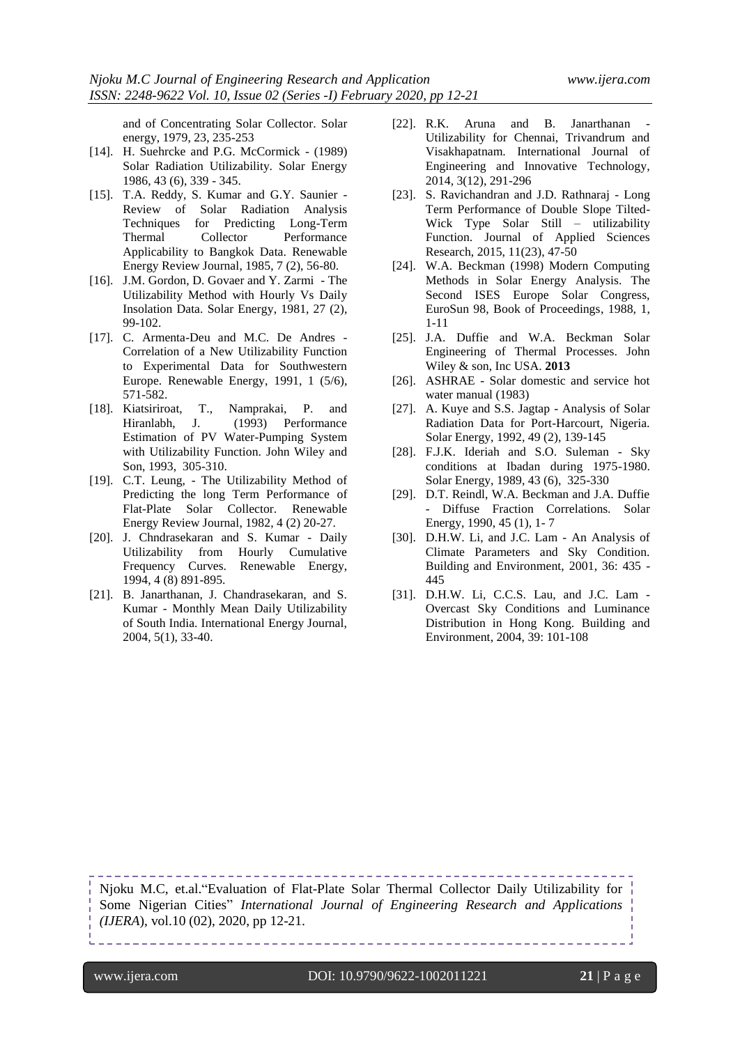and of Concentrating Solar Collector. Solar energy, 1979, 23, 235-253

[14]. H. Suehrcke and P.G. McCormick - (1989) Solar Radiation Utilizability. Solar Energy 1986, 43 (6), 339 - 345.

[15]. T.A. Reddy, S. Kumar and G.Y. Saunier - Review of Solar Radiation Analysis Techniques for Predicting Long-Term Thermal Collector Performance Applicability to Bangkok Data. Renewable Energy Review Journal, 1985, 7 (2), 56-80.

[16]. J.M. Gordon, D. Govaer and Y. Zarmi - The Utilizability Method with Hourly Vs Daily Insolation Data. Solar Energy, 1981, 27 (2), 99-102.

[17]. C. Armenta-Deu and M.C. De Andres - Correlation of a New Utilizability Function to Experimental Data for Southwestern Europe. Renewable Energy, 1991, 1 (5/6), 571-582.

[18]. Kiatsiriroat, T., Namprakai, P. and Hiranlabh, J. (1993) Performance Estimation of PV Water-Pumping System with Utilizability Function. John Wiley and Son, 1993, 305-310.

[19]. C.T. Leung, - The Utilizability Method of Predicting the long Term Performance of Flat-Plate Solar Collector. Renewable Energy Review Journal, 1982, 4 (2) 20-27.

[20]. J. Chndrasekaran and S. Kumar - Daily Utilizability from Hourly Cumulative Frequency Curves. Renewable Energy, 1994, 4 (8) 891-895.

[21]. B. Janarthanan, J. Chandrasekaran, and S. Kumar - Monthly Mean Daily Utilizability of South India. International Energy Journal, 2004, 5(1), 33-40.

[22]. R.K. Aruna and B. Janarthanan - Utilizability for Chennai, Trivandrum and Visakhapatnam. International Journal of Engineering and Innovative Technology, 2014, 3(12), 291-296

[23]. S. Ravichandran and J.D. Rathnaraj - Long Term Performance of Double Slope Tilted-Wick Type Solar Still – utilizability Function. Journal of Applied Sciences Research, 2015, 11(23), 47-50

[24]. W.A. Beckman (1998) Modern Computing Methods in Solar Energy Analysis. The Second ISES Europe Solar Congress, EuroSun 98, Book of Proceedings, 1988, 1, 1-11

[25]. J.A. Duffie and W.A. Beckman Solar Engineering of Thermal Processes. John Wiley & son, Inc USA. **2013**

[26]. ASHRAE - Solar domestic and service hot water manual (1983)

[27]. A. Kuye and S.S. Jagtap - Analysis of Solar Radiation Data for Port-Harcourt, Nigeria. Solar Energy, 1992, 49 (2), 139-145

[28]. F.J.K. Ideriah and S.O. Suleman - Sky conditions at Ibadan during 1975-1980. Solar Energy, 1989, 43 (6), 325-330

[29]. D.T. Reindl, W.A. Beckman and J.A. Duffie - Diffuse Fraction Correlations. Solar Energy, 1990, 45 (1), 1- 7

[30]. D.H.W. Li, and J.C. Lam - An Analysis of Climate Parameters and Sky Condition. Building and Environment, 2001, 36: 435 - 445

[31]. D.H.W. Li, C.C.S. Lau, and J.C. Lam - Overcast Sky Conditions and Luminance Distribution in Hong Kong. Building and Environment, 2004, 39: 101-108

Njoku M.C, et.al."Evaluation of Flat-Plate Solar Thermal Collector Daily Utilizability for Some Nigerian Cities" *International Journal of Engineering Research and Applications (IJERA*), vol.10 (02), 2020, pp 12-21.